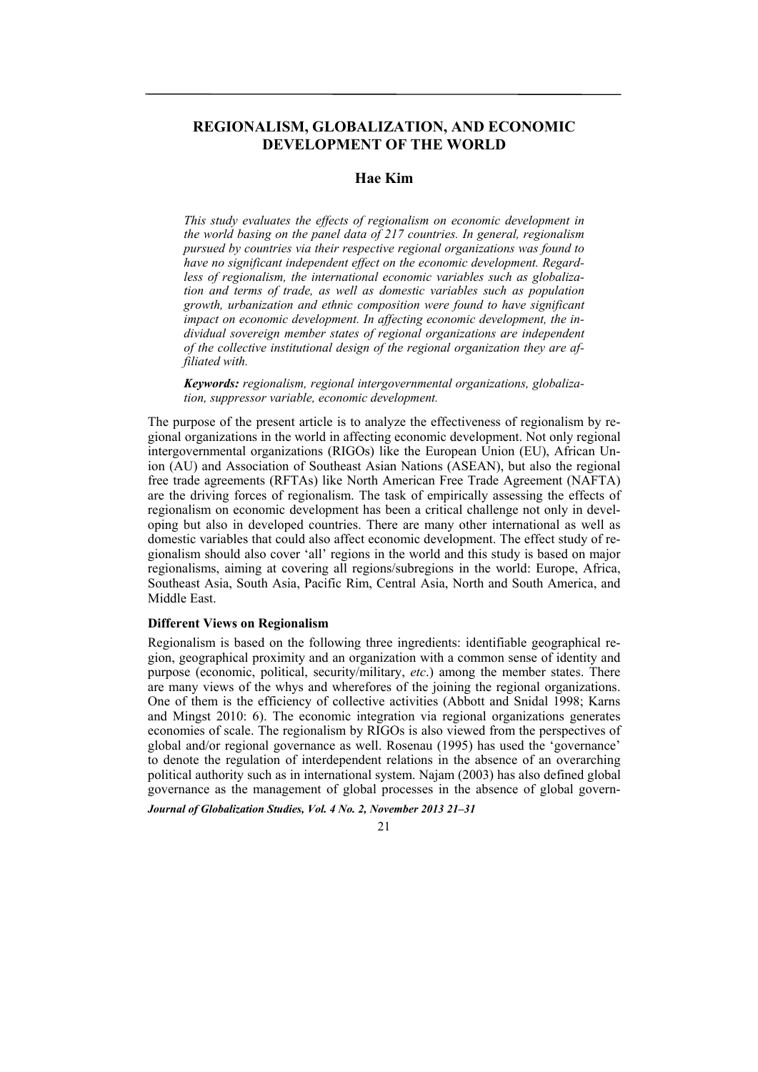# REGIONALISM, GLOBALIZATION, AND ECONOMIC DEVELOPMENT OF THE WORLD

**Hae Kim**

*This study evaluates the effects of regionalism on economic development in the world basing on the panel data of 217 countries. In general, regionalism pursued by countries via their respective regional organizations was found to have no significant independent effect on the economic development. Regardless of regionalism, the international economic variables such as globalization and terms of trade, as well as domestic variables such as population growth, urbanization and ethnic composition were found to have significant impact on economic development. In affecting economic development, the individual sovereign member states of regional organizations are independent of the collective institutional design of the regional organization they are affiliated with.*

***Keywords:*** *regionalism, regional intergovernmental organizations, globalization, suppressor variable, economic development.*

The purpose of the present article is to analyze the effectiveness of regionalism by regional organizations in the world in affecting economic development. Not only regional intergovernmental organizations (RIGOs) like the European Union (EU), African Union (AU) and Association of Southeast Asian Nations (ASEAN), but also the regional free trade agreements (RFTAs) like North American Free Trade Agreement (NAFTA) are the driving forces of regionalism. The task of empirically assessing the effects of regionalism on economic development has been a critical challenge not only in developing but also in developed countries. There are many other international as well as domestic variables that could also affect economic development. The effect study of regionalism should also cover 'all' regions in the world and this study is based on major regionalisms, aiming at covering all regions/subregions in the world: Europe, Africa, Southeast Asia, South Asia, Pacific Rim, Central Asia, North and South America, and Middle East.

### Different Views on Regionalism

Regionalism is based on the following three ingredients: identifiable geographical region, geographical proximity and an organization with a common sense of identity and purpose (economic, political, security/military, *etc*.) among the member states. There are many views of the whys and wherefores of the joining the regional organizations. One of them is the efficiency of collective activities (Abbott and Snidal 1998; Karns and Mingst 2010: 6). The economic integration via regional organizations generates economies of scale. The regionalism by RIGOs is also viewed from the perspectives of global and/or regional governance as well. Rosenau (1995) has used the 'governance' to denote the regulation of interdependent relations in the absence of an overarching political authority such as in international system. Najam (2003) has also defined global governance as the management of global processes in the absence of global govern-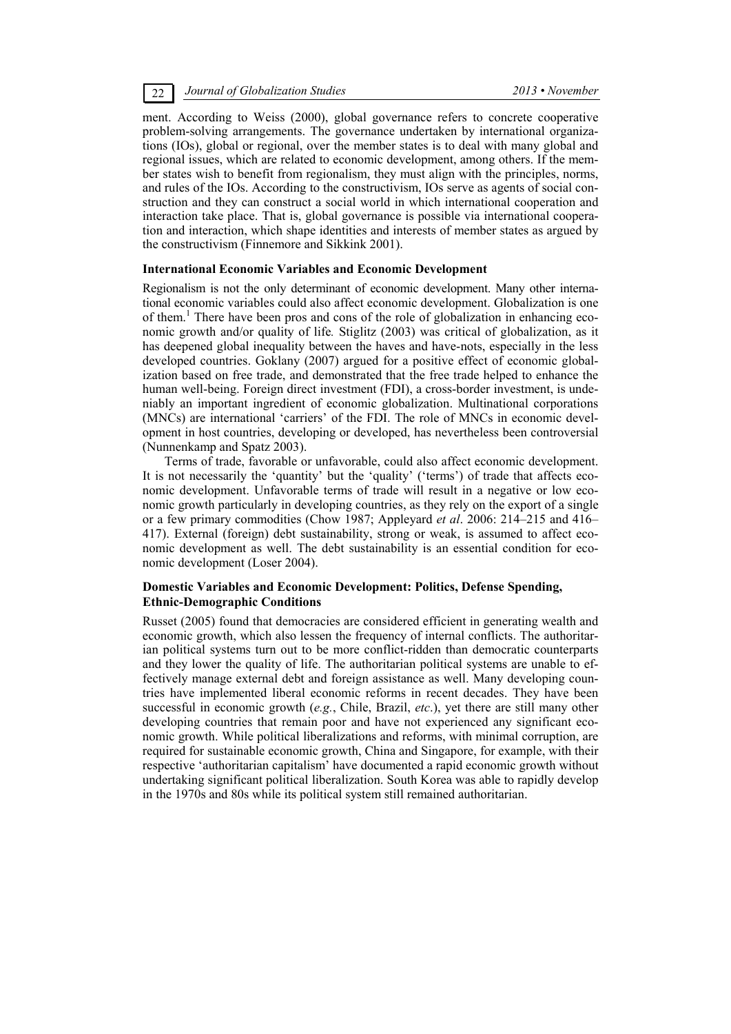ment. According to Weiss (2000), global governance refers to concrete cooperative problem-solving arrangements. The governance undertaken by international organizations (IOs), global or regional, over the member states is to deal with many global and regional issues, which are related to economic development, among others. If the member states wish to benefit from regionalism, they must align with the principles, norms, and rules of the IOs. According to the constructivism, IOs serve as agents of social construction and they can construct a social world in which international cooperation and interaction take place. That is, global governance is possible via international cooperation and interaction, which shape identities and interests of member states as argued by the constructivism (Finnemore and Sikkink 2001).

**International Economic Variables and Economic Development**

Regionalism is not the only determinant of economic development. Many other international economic variables could also affect economic development. Globalization is one of them.[1] There have been pros and cons of the role of globalization in enhancing economic growth and/or quality of life*.* Stiglitz (2003) was critical of globalization, as it has deepened global inequality between the haves and have-nots, especially in the less developed countries. Goklany (2007) argued for a positive effect of economic globalization based on free trade, and demonstrated that the free trade helped to enhance the human well-being. Foreign direct investment (FDI), a cross-border investment, is undeniably an important ingredient of economic globalization. Multinational corporations (MNCs) are international 'carriers' of the FDI. The role of MNCs in economic development in host countries, developing or developed, has nevertheless been controversial (Nunnenkamp and Spatz 2003).

Terms of trade, favorable or unfavorable, could also affect economic development. It is not necessarily the 'quantity' but the 'quality' ('terms') of trade that affects economic development. Unfavorable terms of trade will result in a negative or low economic growth particularly in developing countries, as they rely on the export of a single or a few primary commodities (Chow 1987; Appleyard *et al*. 2006: 214–215 and 416–417). External (foreign) debt sustainability, strong or weak, is assumed to affect economic development as well. The debt sustainability is an essential condition for economic development (Loser 2004).

**Domestic Variables and Economic Development: Politics, Defense Spending, Ethnic-Demographic Conditions**

Russet (2005) found that democracies are considered efficient in generating wealth and economic growth, which also lessen the frequency of internal conflicts. The authoritarian political systems turn out to be more conflict-ridden than democratic counterparts and they lower the quality of life. The authoritarian political systems are unable to effectively manage external debt and foreign assistance as well. Many developing countries have implemented liberal economic reforms in recent decades. They have been successful in economic growth (*e.g.*, Chile, Brazil, *etc*.), yet there are still many other developing countries that remain poor and have not experienced any significant economic growth. While political liberalizations and reforms, with minimal corruption, are required for sustainable economic growth, China and Singapore, for example, with their respective 'authoritarian capitalism' have documented a rapid economic growth without undertaking significant political liberalization. South Korea was able to rapidly develop in the 1970s and 80s while its political system still remained authoritarian.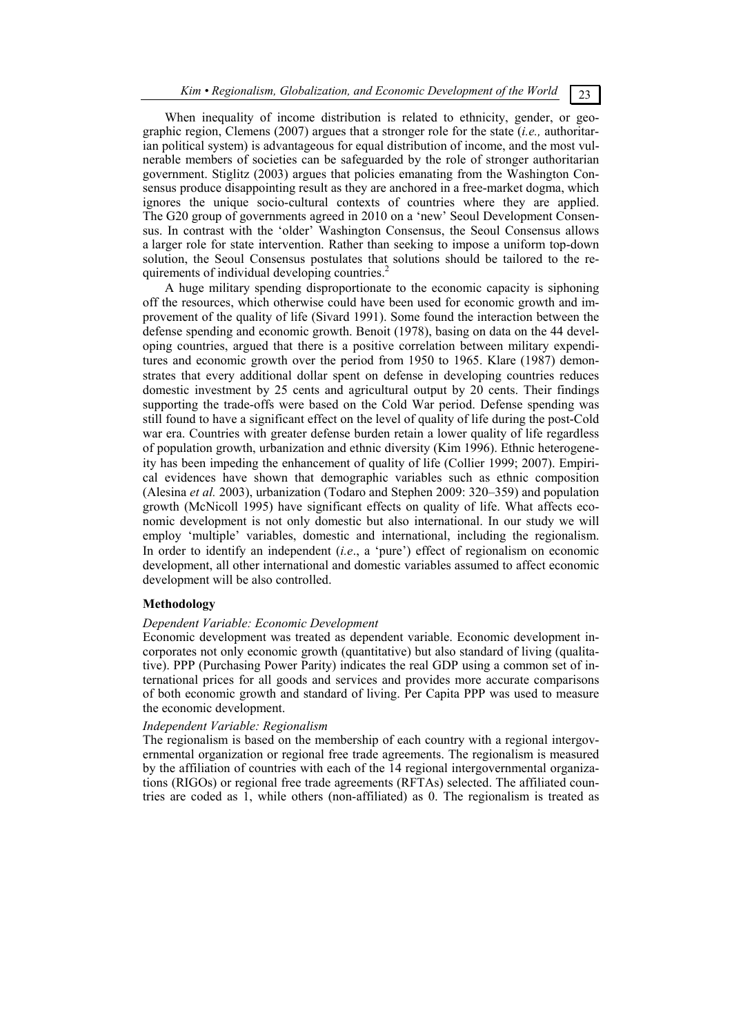When inequality of income distribution is related to ethnicity, gender, or geographic region, Clemens (2007) argues that a stronger role for the state (*i.e.,* authoritarian political system) is advantageous for equal distribution of income, and the most vulnerable members of societies can be safeguarded by the role of stronger authoritarian government. Stiglitz (2003) argues that policies emanating from the Washington Consensus produce disappointing result as they are anchored in a free-market dogma, which ignores the unique socio-cultural contexts of countries where they are applied. The G20 group of governments agreed in 2010 on a 'new' Seoul Development Consensus. In contrast with the 'older' Washington Consensus, the Seoul Consensus allows a larger role for state intervention. Rather than seeking to impose a uniform top-down solution, the Seoul Consensus postulates that solutions should be tailored to the requirements of individual developing countries.[2]

A huge military spending disproportionate to the economic capacity is siphoning off the resources, which otherwise could have been used for economic growth and improvement of the quality of life (Sivard 1991). Some found the interaction between the defense spending and economic growth. Benoit (1978), basing on data on the 44 developing countries, argued that there is a positive correlation between military expenditures and economic growth over the period from 1950 to 1965. Klare (1987) demonstrates that every additional dollar spent on defense in developing countries reduces domestic investment by 25 cents and agricultural output by 20 cents. Their findings supporting the trade-offs were based on the Cold War period. Defense spending was still found to have a significant effect on the level of quality of life during the post-Cold war era. Countries with greater defense burden retain a lower quality of life regardless of population growth, urbanization and ethnic diversity (Kim 1996). Ethnic heterogeneity has been impeding the enhancement of quality of life (Collier 1999; 2007). Empirical evidences have shown that demographic variables such as ethnic composition (Alesina *et al.* 2003), urbanization (Todaro and Stephen 2009: 320–359) and population growth (McNicoll 1995) have significant effects on quality of life. What affects economic development is not only domestic but also international. In our study we will employ 'multiple' variables, domestic and international, including the regionalism. In order to identify an independent (*i.e*., a 'pure') effect of regionalism on economic development, all other international and domestic variables assumed to affect economic development will be also controlled.

**Methodology**

*Dependent Variable: Economic Development*

Economic development was treated as dependent variable. Economic development incorporates not only economic growth (quantitative) but also standard of living (qualitative). PPP (Purchasing Power Parity) indicates the real GDP using a common set of international prices for all goods and services and provides more accurate comparisons of both economic growth and standard of living. Per Capita PPP was used to measure the economic development.

*Independent Variable: Regionalism*

The regionalism is based on the membership of each country with a regional intergovernmental organization or regional free trade agreements. The regionalism is measured by the affiliation of countries with each of the 14 regional intergovernmental organizations (RIGOs) or regional free trade agreements (RFTAs) selected. The affiliated countries are coded as 1, while others (non-affiliated) as 0. The regionalism is treated as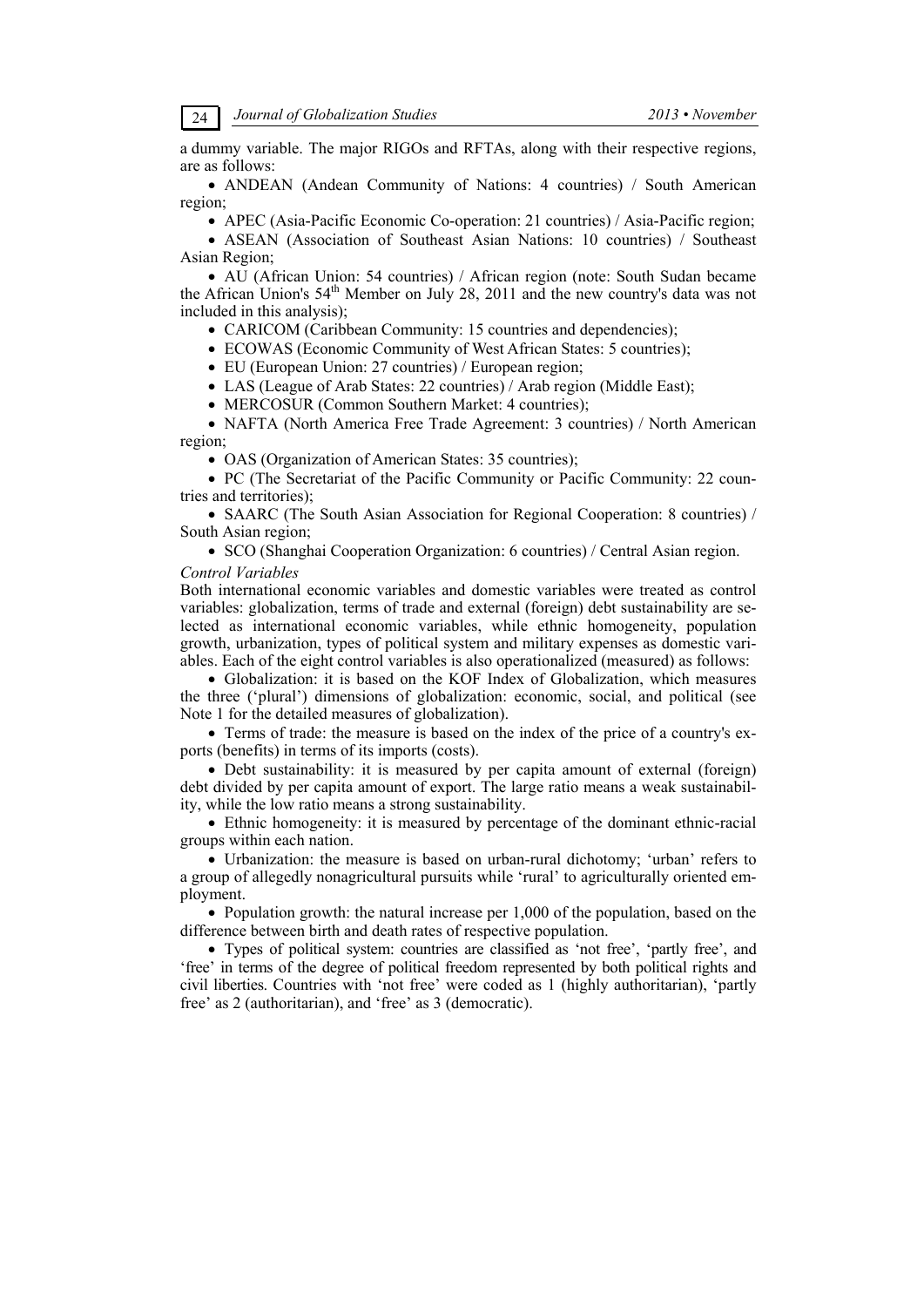a dummy variable. The major RIGOs and RFTAs, along with their respective regions, are as follows:

- ANDEAN (Andean Community of Nations: 4 countries) / South American region;
- APEC (Asia-Pacific Economic Co-operation: 21 countries) / Asia-Pacific region;
- ASEAN (Association of Southeast Asian Nations: 10 countries) / Southeast Asian Region;
- AU (African Union: 54 countries) / African region (note: South Sudan became the African Union's 54[th] Member on July 28, 2011 and the new country's data was not included in this analysis);
- CARICOM (Caribbean Community: 15 countries and dependencies);
- ECOWAS (Economic Community of West African States: 5 countries);
- EU (European Union: 27 countries) / European region;
- LAS (League of Arab States: 22 countries) / Arab region (Middle East);
- MERCOSUR (Common Southern Market: 4 countries);
- NAFTA (North America Free Trade Agreement: 3 countries) / North American region;
- OAS (Organization of American States: 35 countries);
- PC (The Secretariat of the Pacific Community or Pacific Community: 22 countries and territories);
- SAARC (The South Asian Association for Regional Cooperation: 8 countries) / South Asian region;
- SCO (Shanghai Cooperation Organization: 6 countries) / Central Asian region.

*Control Variables*

Both international economic variables and domestic variables were treated as control variables: globalization, terms of trade and external (foreign) debt sustainability are selected as international economic variables, while ethnic homogeneity, population growth, urbanization, types of political system and military expenses as domestic variables. Each of the eight control variables is also operationalized (measured) as follows:

- Globalization: it is based on the KOF Index of Globalization, which measures the three ('plural') dimensions of globalization: economic, social, and political (see Note 1 for the detailed measures of globalization).
- Terms of trade: the measure is based on the index of the price of a country's exports (benefits) in terms of its imports (costs).
- Debt sustainability: it is measured by per capita amount of external (foreign) debt divided by per capita amount of export. The large ratio means a weak sustainability, while the low ratio means a strong sustainability.
- Ethnic homogeneity: it is measured by percentage of the dominant ethnic-racial groups within each nation.
- Urbanization: the measure is based on urban-rural dichotomy; 'urban' refers to a group of allegedly nonagricultural pursuits while 'rural' to agriculturally oriented employment.
- Population growth: the natural increase per 1,000 of the population, based on the difference between birth and death rates of respective population.
- Types of political system: countries are classified as 'not free', 'partly free', and 'free' in terms of the degree of political freedom represented by both political rights and civil liberties. Countries with 'not free' were coded as 1 (highly authoritarian), 'partly free' as 2 (authoritarian), and 'free' as 3 (democratic).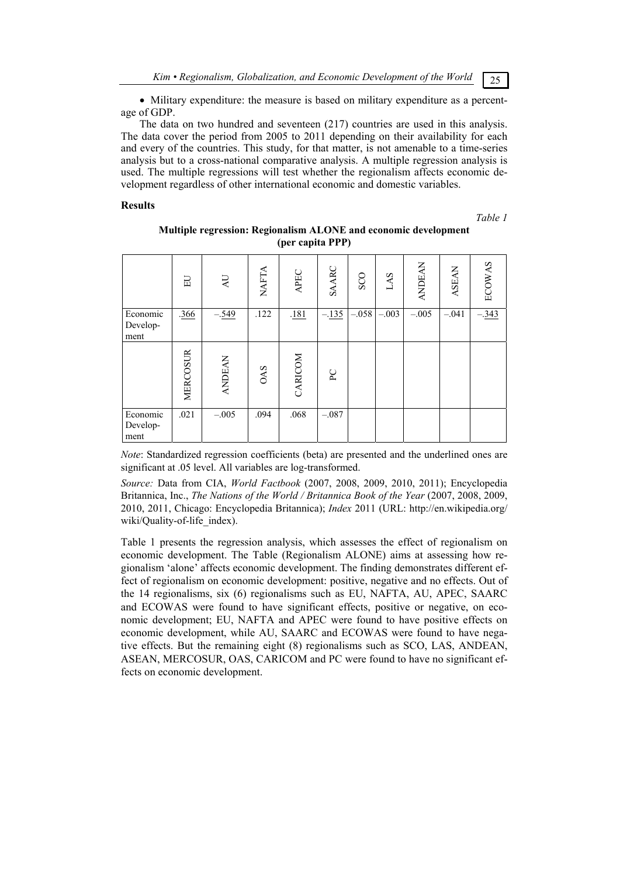• Military expenditure: the measure is based on military expenditure as a percentage of GDP.

The data on two hundred and seventeen (217) countries are used in this analysis. The data cover the period from 2005 to 2011 depending on their availability for each and every of the countries. This study, for that matter, is not amenable to a time-series analysis but to a cross-national comparative analysis. A multiple regression analysis is used. The multiple regressions will test whether the regionalism affects economic development regardless of other international economic and domestic variables.

## Results

*Table 1*

**Multiple regression: Regionalism ALONE and economic development (per capita PPP)**

| | EU | AU | NAFTA | APEC | SAARC | SCO | LAS | ANDEAN | ASEAN | ECOWAS |
|---|---|---|---|---|---|---|---|---|---|---|
| Economic Development | <u>.366</u> | –.<u>549</u> | .122 | <u>.181</u> | –.<u>135</u> | –.058 | –.003 | –.005 | –.041 | –.<u>343</u> |
| | MERCOSUR | ANDEAN | OAS | CARICOM | PC | | | | | |
| Economic Development | .021 | –.005 | .094 | .068 | –.087 | | | | | |

*Note*: Standardized regression coefficients (beta) are presented and the underlined ones are significant at .05 level. All variables are log-transformed.

*Source:* Data from CIA, *World Factbook* (2007, 2008, 2009, 2010, 2011); Encyclopedia Britannica, Inc., *The Nations of the World / Britannica Book of the Year* (2007, 2008, 2009, 2010, 2011, Chicago: Encyclopedia Britannica); *Index* 2011 (URL: http://en.wikipedia.org/wiki/Quality-of-life_index).

Table 1 presents the regression analysis, which assesses the effect of regionalism on economic development. The Table (Regionalism ALONE) aims at assessing how regionalism 'alone' affects economic development. The finding demonstrates different effect of regionalism on economic development: positive, negative and no effects. Out of the 14 regionalisms, six (6) regionalisms such as EU, NAFTA, AU, APEC, SAARC and ECOWAS were found to have significant effects, positive or negative, on economic development; EU, NAFTA and APEC were found to have positive effects on economic development, while AU, SAARC and ECOWAS were found to have negative effects. But the remaining eight (8) regionalisms such as SCO, LAS, ANDEAN, ASEAN, MERCOSUR, OAS, CARICOM and PC were found to have no significant effects on economic development.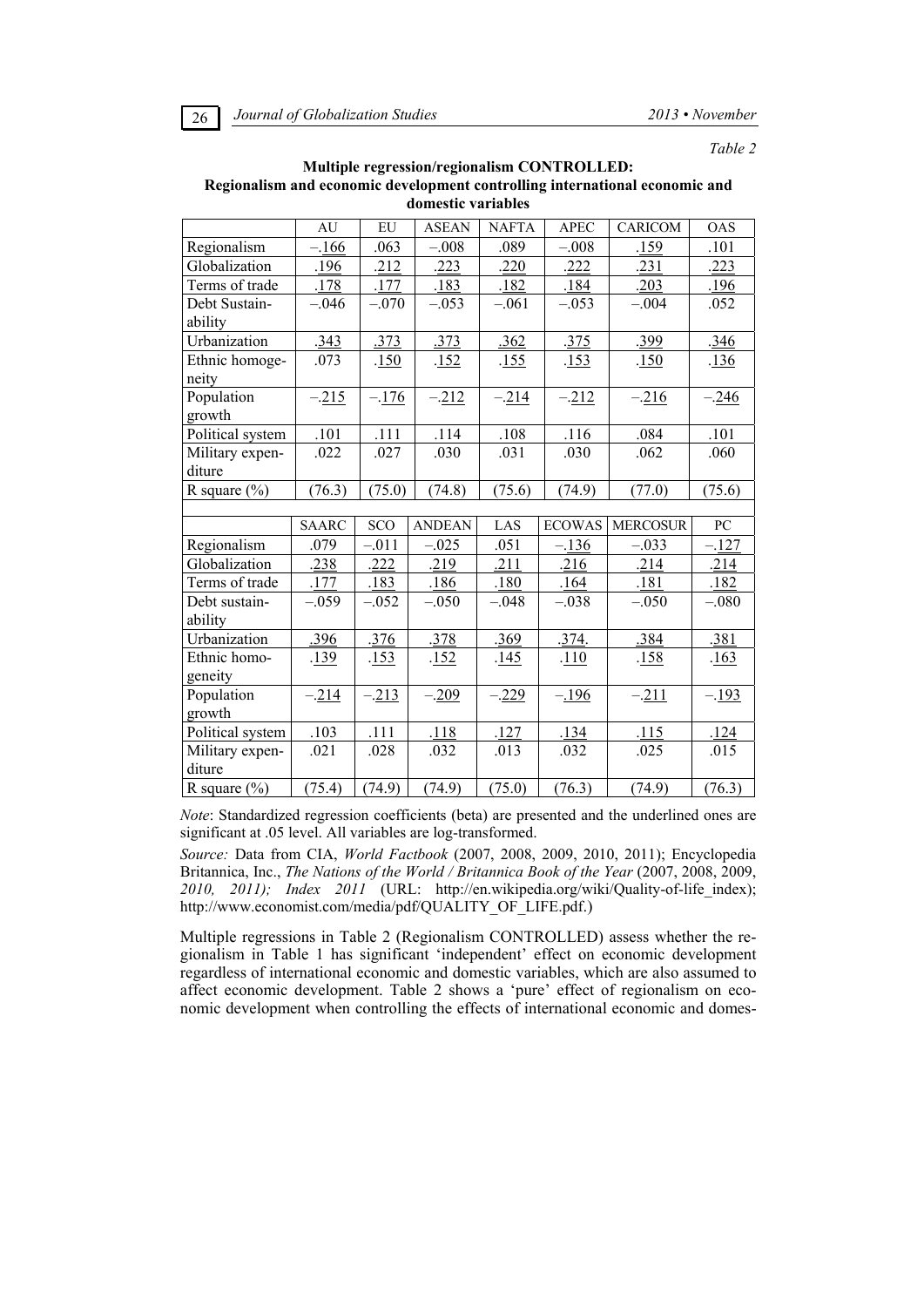*Table 2*

**Multiple regression/regionalism CONTROLLED: Regionalism and economic development controlling international economic and domestic variables**

| | AU | EU | ASEAN | NAFTA | APEC | CARICOM | OAS |
|---|---|---|---|---|---|---|---|
| Regionalism | –.166 | .063 | –.008 | .089 | –.008 | .159 | .101 |
| Globalization | .196 | .212 | .223 | .220 | .222 | .231 | .223 |
| Terms of trade | .178 | .177 | .183 | .182 | .184 | .203 | .196 |
| Debt Sustainability | –.046 | –.070 | –.053 | –.061 | –.053 | –.004 | .052 |
| Urbanization | .343 | .373 | .373 | .362 | .375 | .399 | .346 |
| Ethnic homogeneity | .073 | .150 | .152 | .155 | .153 | .150 | .136 |
| Population growth | –.215 | –.176 | –.212 | –.214 | –.212 | –.216 | –.246 |
| Political system | .101 | .111 | .114 | .108 | .116 | .084 | .101 |
| Military expenditure | .022 | .027 | .030 | .031 | .030 | .062 | .060 |
| R square (%) | (76.3) | (75.0) | (74.8) | (75.6) | (74.9) | (77.0) | (75.6) |
| | SAARC | SCO | ANDEAN | LAS | ECOWAS | MERCOSUR | PC |
| Regionalism | .079 | –.011 | –.025 | .051 | –.136 | –.033 | –.127 |
| Globalization | .238 | .222 | .219 | .211 | .216 | .214 | .214 |
| Terms of trade | .177 | .183 | .186 | .180 | .164 | .181 | .182 |
| Debt sustainability | –.059 | –.052 | –.050 | –.048 | –.038 | –.050 | –.080 |
| Urbanization | .396 | .376 | .378 | .369 | .374. | .384 | .381 |
| Ethnic homogeneity | .139 | .153 | .152 | .145 | .110 | .158 | .163 |
| Population growth | –.214 | –.213 | –.209 | –.229 | –.196 | –.211 | –.193 |
| Political system | .103 | .111 | .118 | .127 | .134 | .115 | .124 |
| Military expenditure | .021 | .028 | .032 | .013 | .032 | .025 | .015 |
| R square (%) | (75.4) | (74.9) | (74.9) | (75.0) | (76.3) | (74.9) | (76.3) |

*Note*: Standardized regression coefficients (beta) are presented and the underlined ones are significant at .05 level. All variables are log-transformed.

*Source:* Data from CIA, *World Factbook* (2007, 2008, 2009, 2010, 2011); Encyclopedia Britannica, Inc., *The Nations of the World / Britannica Book of the Year* (2007, 2008, 2009, *2010, 2011); Index 2011* (URL: http://en.wikipedia.org/wiki/Quality-of-life_index); http://www.economist.com/media/pdf/QUALITY_OF_LIFE.pdf.)

Multiple regressions in Table 2 (Regionalism CONTROLLED) assess whether the regionalism in Table 1 has significant 'independent' effect on economic development regardless of international economic and domestic variables, which are also assumed to affect economic development. Table 2 shows a 'pure' effect of regionalism on economic development when controlling the effects of international economic and domes-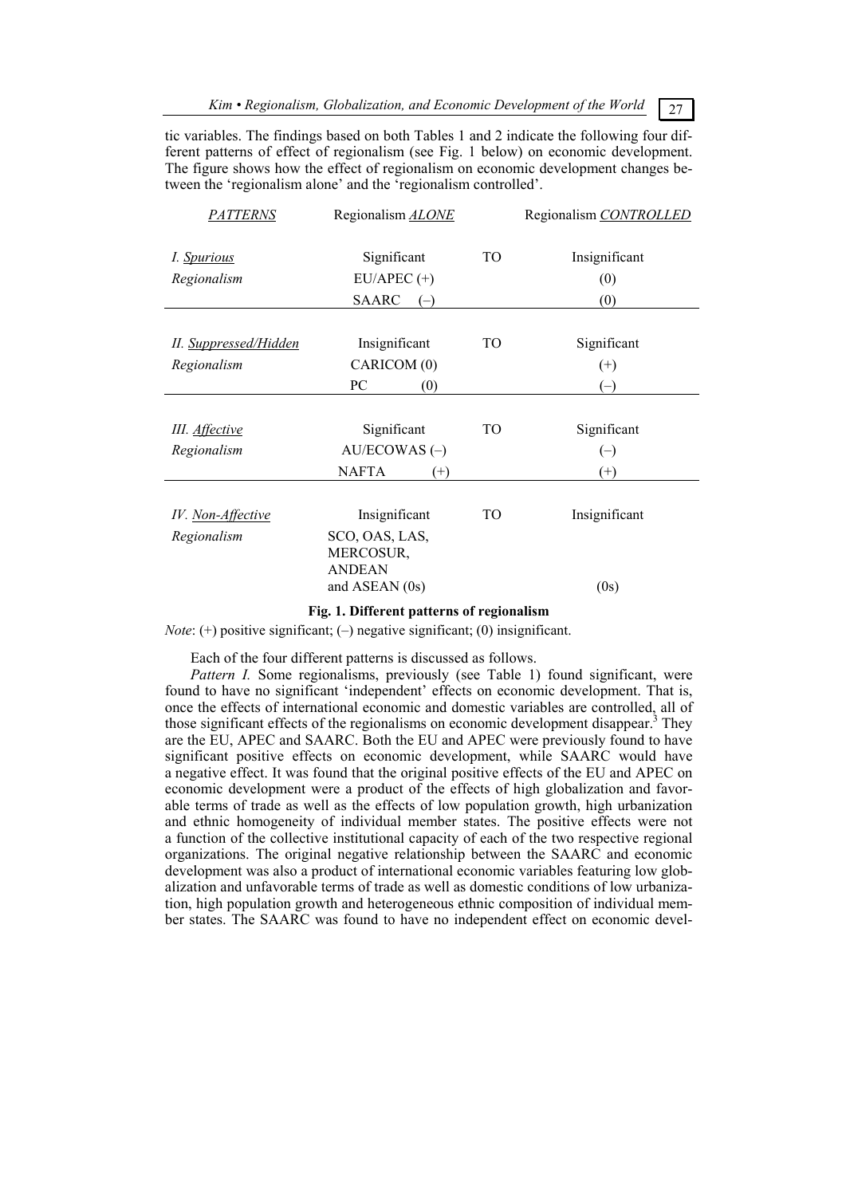tic variables. The findings based on both Tables 1 and 2 indicate the following four different patterns of effect of regionalism (see Fig. 1 below) on economic development. The figure shows how the effect of regionalism on economic development changes between the 'regionalism alone' and the 'regionalism controlled'.

| *PATTERNS* | Regionalism *ALONE* | | Regionalism *CONTROLLED* |
|---|---|---|---|
| *I. Spurious* | Significant | TO | Insignificant |
| *Regionalism* | EU/APEC (+) | | (0) |
| | SAARC (–) | | (0) |
| *II. Suppressed/Hidden* | Insignificant | TO | Significant |
| *Regionalism* | CARICOM (0) | | (+) |
| | PC (0) | | (–) |
| *III. Affective* | Significant | TO | Significant |
| *Regionalism* | AU/ECOWAS (–) | | (–) |
| | NAFTA (+) | | (+) |
| *IV. Non-Affective* | Insignificant | TO | Insignificant |
| *Regionalism* | SCO, OAS, LAS, MERCOSUR, ANDEAN and ASEAN (0s) | | (0s) |

**Fig. 1. Different patterns of regionalism**

*Note*: (+) positive significant; (–) negative significant; (0) insignificant.

Each of the four different patterns is discussed as follows.

*Pattern I.* Some regionalisms, previously (see Table 1) found significant, were found to have no significant 'independent' effects on economic development. That is, once the effects of international economic and domestic variables are controlled, all of those significant effects of the regionalisms on economic development disappear.[3] They are the EU, APEC and SAARC. Both the EU and APEC were previously found to have significant positive effects on economic development, while SAARC would have a negative effect. It was found that the original positive effects of the EU and APEC on economic development were a product of the effects of high globalization and favorable terms of trade as well as the effects of low population growth, high urbanization and ethnic homogeneity of individual member states. The positive effects were not a function of the collective institutional capacity of each of the two respective regional organizations. The original negative relationship between the SAARC and economic development was also a product of international economic variables featuring low globalization and unfavorable terms of trade as well as domestic conditions of low urbanization, high population growth and heterogeneous ethnic composition of individual member states. The SAARC was found to have no independent effect on economic devel-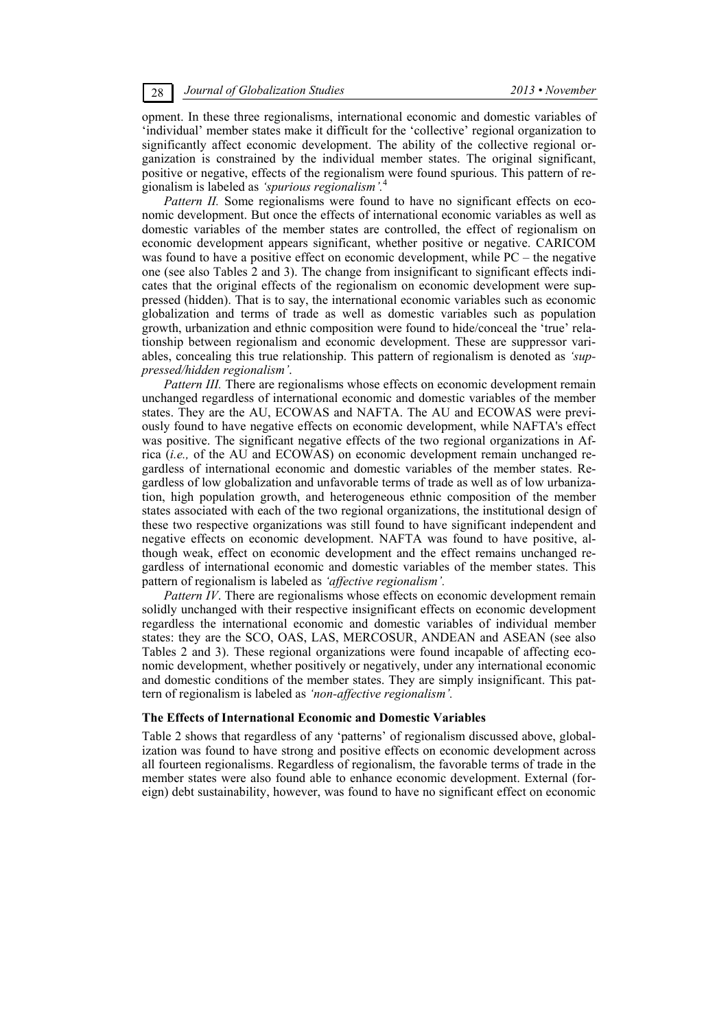opment. In these three regionalisms, international economic and domestic variables of 'individual' member states make it difficult for the 'collective' regional organization to significantly affect economic development. The ability of the collective regional organization is constrained by the individual member states. The original significant, positive or negative, effects of the regionalism were found spurious. This pattern of regionalism is labeled as *'spurious regionalism'*.[4]

*Pattern II.* Some regionalisms were found to have no significant effects on economic development. But once the effects of international economic variables as well as domestic variables of the member states are controlled, the effect of regionalism on economic development appears significant, whether positive or negative. CARICOM was found to have a positive effect on economic development, while PC – the negative one (see also Tables 2 and 3). The change from insignificant to significant effects indicates that the original effects of the regionalism on economic development were suppressed (hidden). That is to say, the international economic variables such as economic globalization and terms of trade as well as domestic variables such as population growth, urbanization and ethnic composition were found to hide/conceal the 'true' relationship between regionalism and economic development. These are suppressor variables, concealing this true relationship. This pattern of regionalism is denoted as *'suppressed/hidden regionalism'*.

*Pattern III.* There are regionalisms whose effects on economic development remain unchanged regardless of international economic and domestic variables of the member states. They are the AU, ECOWAS and NAFTA. The AU and ECOWAS were previously found to have negative effects on economic development, while NAFTA's effect was positive. The significant negative effects of the two regional organizations in Africa (*i.e.,* of the AU and ECOWAS) on economic development remain unchanged regardless of international economic and domestic variables of the member states. Regardless of low globalization and unfavorable terms of trade as well as of low urbanization, high population growth, and heterogeneous ethnic composition of the member states associated with each of the two regional organizations, the institutional design of these two respective organizations was still found to have significant independent and negative effects on economic development. NAFTA was found to have positive, although weak, effect on economic development and the effect remains unchanged regardless of international economic and domestic variables of the member states. This pattern of regionalism is labeled as *'affective regionalism'*.

*Pattern IV*. There are regionalisms whose effects on economic development remain solidly unchanged with their respective insignificant effects on economic development regardless the international economic and domestic variables of individual member states: they are the SCO, OAS, LAS, MERCOSUR, ANDEAN and ASEAN (see also Tables 2 and 3). These regional organizations were found incapable of affecting economic development, whether positively or negatively, under any international economic and domestic conditions of the member states. They are simply insignificant. This pattern of regionalism is labeled as *'non-affective regionalism'*.

### The Effects of International Economic and Domestic Variables

Table 2 shows that regardless of any 'patterns' of regionalism discussed above, globalization was found to have strong and positive effects on economic development across all fourteen regionalisms. Regardless of regionalism, the favorable terms of trade in the member states were also found able to enhance economic development. External (foreign) debt sustainability, however, was found to have no significant effect on economic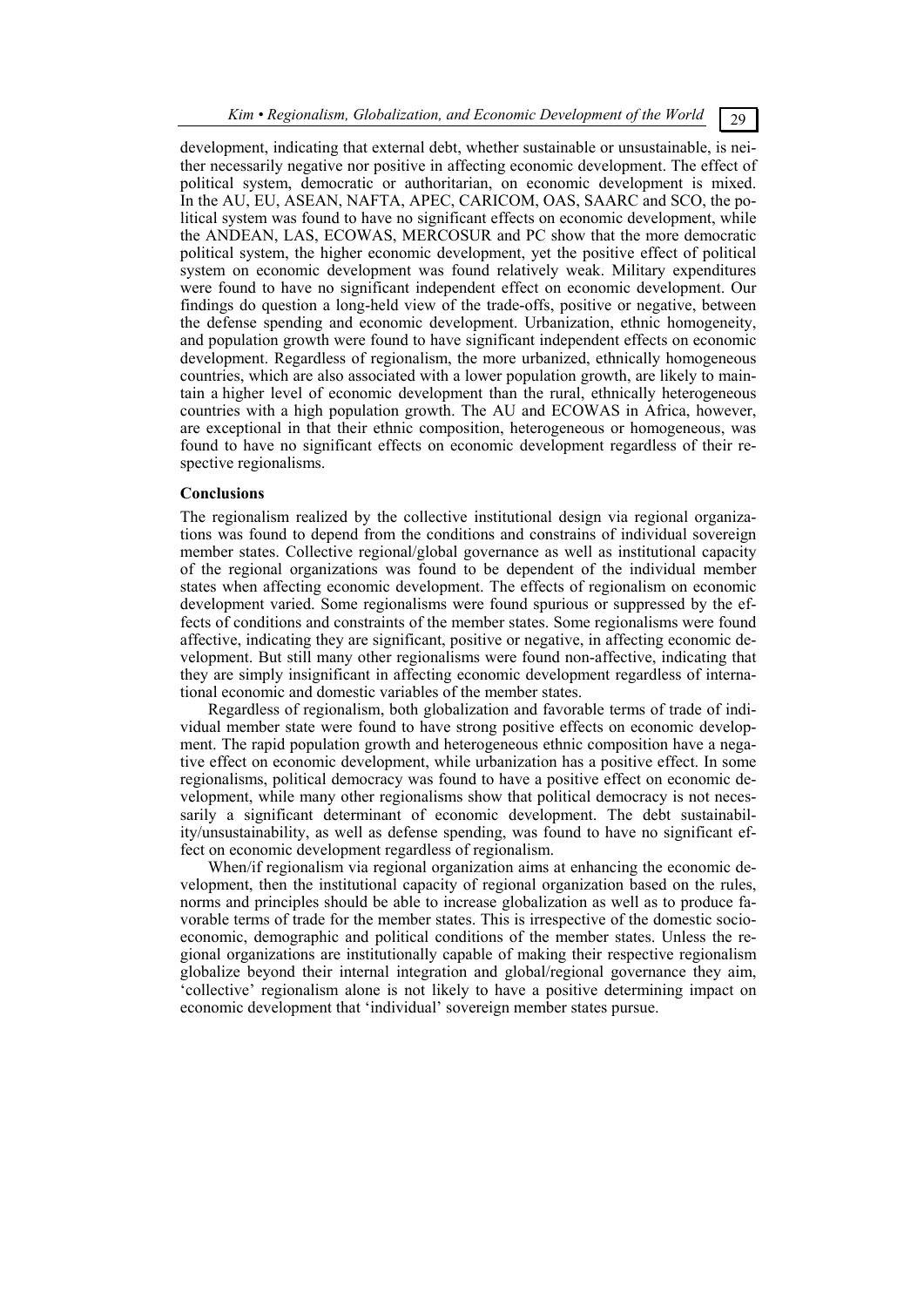development, indicating that external debt, whether sustainable or unsustainable, is neither necessarily negative nor positive in affecting economic development. The effect of political system, democratic or authoritarian, on economic development is mixed. In the AU, EU, ASEAN, NAFTA, APEC, CARICOM, OAS, SAARC and SCO, the political system was found to have no significant effects on economic development, while the ANDEAN, LAS, ECOWAS, MERCOSUR and PC show that the more democratic political system, the higher economic development, yet the positive effect of political system on economic development was found relatively weak. Military expenditures were found to have no significant independent effect on economic development. Our findings do question a long-held view of the trade-offs, positive or negative, between the defense spending and economic development. Urbanization, ethnic homogeneity, and population growth were found to have significant independent effects on economic development. Regardless of regionalism, the more urbanized, ethnically homogeneous countries, which are also associated with a lower population growth, are likely to maintain a higher level of economic development than the rural, ethnically heterogeneous countries with a high population growth. The AU and ECOWAS in Africa, however, are exceptional in that their ethnic composition, heterogeneous or homogeneous, was found to have no significant effects on economic development regardless of their respective regionalisms.

**Conclusions**

The regionalism realized by the collective institutional design via regional organizations was found to depend from the conditions and constrains of individual sovereign member states. Collective regional/global governance as well as institutional capacity of the regional organizations was found to be dependent of the individual member states when affecting economic development. The effects of regionalism on economic development varied. Some regionalisms were found spurious or suppressed by the effects of conditions and constraints of the member states. Some regionalisms were found affective, indicating they are significant, positive or negative, in affecting economic development. But still many other regionalisms were found non-affective, indicating that they are simply insignificant in affecting economic development regardless of international economic and domestic variables of the member states.

Regardless of regionalism, both globalization and favorable terms of trade of individual member state were found to have strong positive effects on economic development. The rapid population growth and heterogeneous ethnic composition have a negative effect on economic development, while urbanization has a positive effect. In some regionalisms, political democracy was found to have a positive effect on economic development, while many other regionalisms show that political democracy is not necessarily a significant determinant of economic development. The debt sustainability/unsustainability, as well as defense spending, was found to have no significant effect on economic development regardless of regionalism.

When/if regionalism via regional organization aims at enhancing the economic development, then the institutional capacity of regional organization based on the rules, norms and principles should be able to increase globalization as well as to produce favorable terms of trade for the member states. This is irrespective of the domestic socio-economic, demographic and political conditions of the member states. Unless the regional organizations are institutionally capable of making their respective regionalism globalize beyond their internal integration and global/regional governance they aim, 'collective' regionalism alone is not likely to have a positive determining impact on economic development that 'individual' sovereign member states pursue.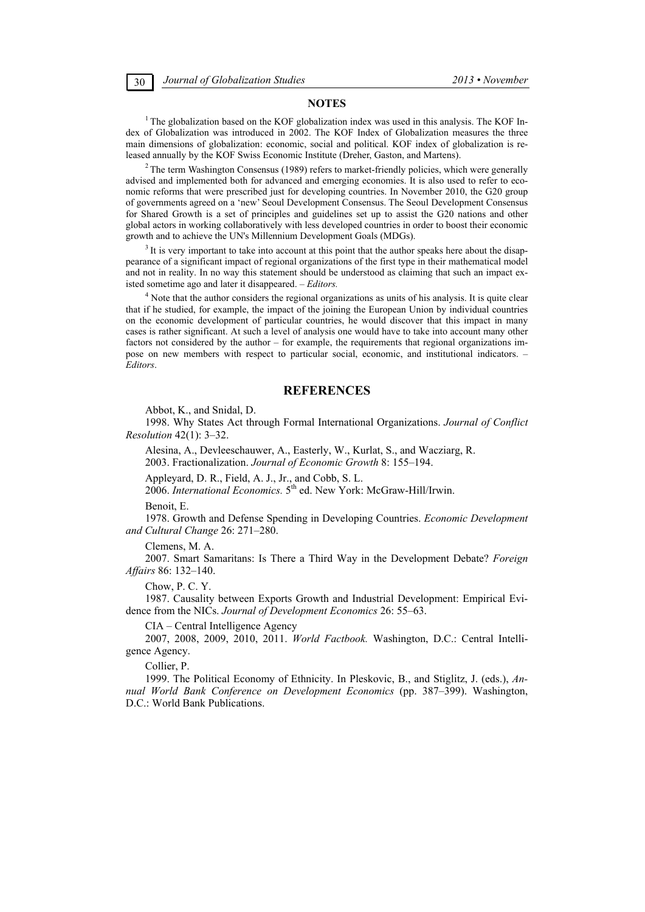## NOTES

[1] The globalization based on the KOF globalization index was used in this analysis. The KOF Index of Globalization was introduced in 2002. The KOF Index of Globalization measures the three main dimensions of globalization: economic, social and political. KOF index of globalization is released annually by the KOF Swiss Economic Institute (Dreher, Gaston, and Martens).

[2] The term Washington Consensus (1989) refers to market-friendly policies, which were generally advised and implemented both for advanced and emerging economies. It is also used to refer to economic reforms that were prescribed just for developing countries. In November 2010, the G20 group of governments agreed on a 'new' Seoul Development Consensus. The Seoul Development Consensus for Shared Growth is a set of principles and guidelines set up to assist the G20 nations and other global actors in working collaboratively with less developed countries in order to boost their economic growth and to achieve the UN's Millennium Development Goals (MDGs).

[3] It is very important to take into account at this point that the author speaks here about the disappearance of a significant impact of regional organizations of the first type in their mathematical model and not in reality. In no way this statement should be understood as claiming that such an impact existed sometime ago and later it disappeared. – *Editors.*

[4] Note that the author considers the regional organizations as units of his analysis. It is quite clear that if he studied, for example, the impact of the joining the European Union by individual countries on the economic development of particular countries, he would discover that this impact in many cases is rather significant. At such a level of analysis one would have to take into account many other factors not considered by the author – for example, the requirements that regional organizations impose on new members with respect to particular social, economic, and institutional indicators. – *Editors*.

## REFERENCES

Abbot, K., and Snidal, D.

1998. Why States Act through Formal International Organizations. *Journal of Conflict Resolution* 42(1): 3–32.

Alesina, A., Devleeschauwer, A., Easterly, W., Kurlat, S., and Wacziarg, R.

2003. Fractionalization. *Journal of Economic Growth* 8: 155–194.

Appleyard, D. R., Field, A. J., Jr., and Cobb, S. L.

2006. *International Economics.* 5th ed. New York: McGraw-Hill/Irwin.

Benoit, E.

1978. Growth and Defense Spending in Developing Countries. *Economic Development and Cultural Change* 26: 271–280.

Clemens, M. A.

2007. Smart Samaritans: Is There a Third Way in the Development Debate? *Foreign Affairs* 86: 132–140.

Chow, P. C. Y.

1987. Causality between Exports Growth and Industrial Development: Empirical Evidence from the NICs. *Journal of Development Economics* 26: 55–63.

CIA – Central Intelligence Agency

2007, 2008, 2009, 2010, 2011. *World Factbook.* Washington, D.C.: Central Intelligence Agency.

Collier, P.

1999. The Political Economy of Ethnicity. In Pleskovic, B., and Stiglitz, J. (eds.), *Annual World Bank Conference on Development Economics* (pp. 387–399). Washington, D.C.: World Bank Publications.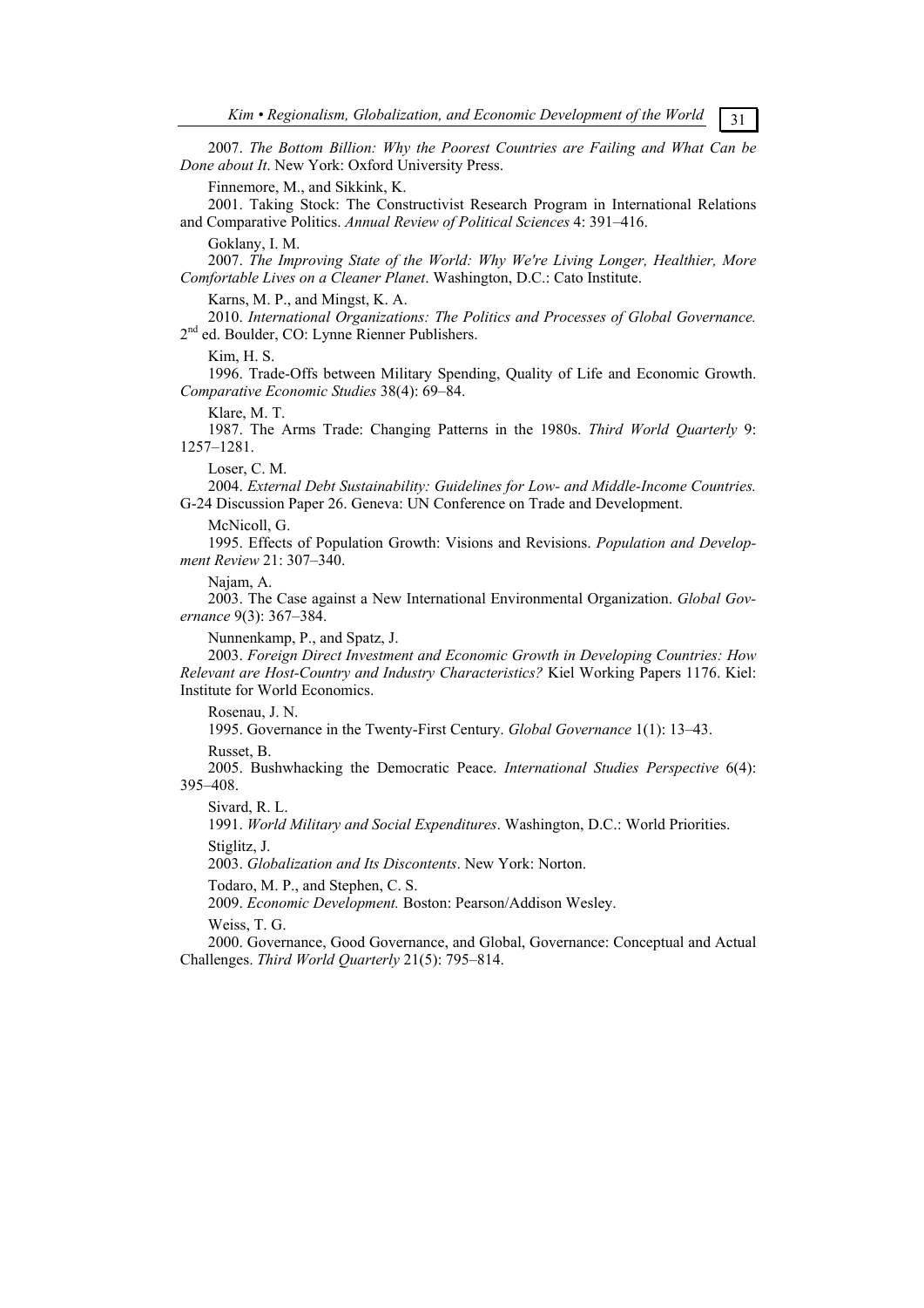2007. *The Bottom Billion: Why the Poorest Countries are Failing and What Can be Done about It*. New York: Oxford University Press.

Finnemore, M., and Sikkink, K.

2001. Taking Stock: The Constructivist Research Program in International Relations and Comparative Politics. *Annual Review of Political Sciences* 4: 391–416.

Goklany, I. M.

2007. *The Improving State of the World: Why We're Living Longer, Healthier, More Comfortable Lives on a Cleaner Planet*. Washington, D.C.: Cato Institute.

Karns, M. P., and Mingst, K. A.

2010. *International Organizations: The Politics and Processes of Global Governance.* 2nd ed. Boulder, CO: Lynne Rienner Publishers.

Kim, H. S.

1996. Trade-Offs between Military Spending, Quality of Life and Economic Growth. *Comparative Economic Studies* 38(4): 69–84.

Klare, M. T.

1987. The Arms Trade: Changing Patterns in the 1980s. *Third World Quarterly* 9: 1257–1281.

Loser, C. M.

2004. *External Debt Sustainability: Guidelines for Low- and Middle-Income Countries.* G-24 Discussion Paper 26. Geneva: UN Conference on Trade and Development.

McNicoll, G.

1995. Effects of Population Growth: Visions and Revisions. *Population and Development Review* 21: 307–340.

Najam, A.

2003. The Case against a New International Environmental Organization. *Global Governance* 9(3): 367–384.

Nunnenkamp, P., and Spatz, J.

2003. *Foreign Direct Investment and Economic Growth in Developing Countries: How Relevant are Host-Country and Industry Characteristics?* Kiel Working Papers 1176. Kiel: Institute for World Economics.

Rosenau, J. N.

1995. Governance in the Twenty-First Century. *Global Governance* 1(1): 13–43.

Russet, B.

2005. Bushwhacking the Democratic Peace. *International Studies Perspective* 6(4): 395–408.

Sivard, R. L.

1991. *World Military and Social Expenditures*. Washington, D.C.: World Priorities.

Stiglitz, J.

2003. *Globalization and Its Discontents*. New York: Norton.

Todaro, M. P., and Stephen, C. S.

2009. *Economic Development.* Boston: Pearson/Addison Wesley.

Weiss, T. G.

2000. Governance, Good Governance, and Global, Governance: Conceptual and Actual Challenges. *Third World Quarterly* 21(5): 795–814.